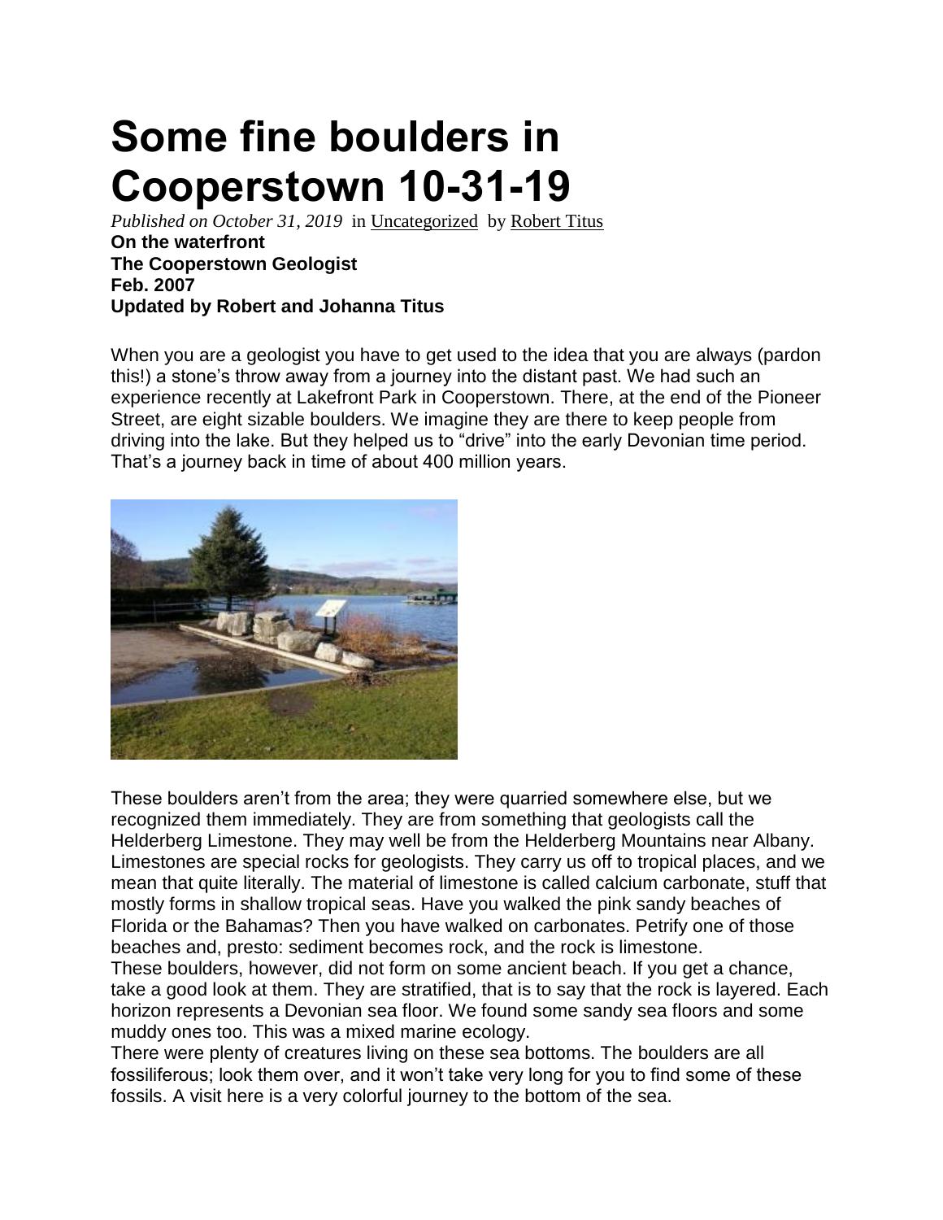# Some fine boulders in Cooperstown 10-31-19

*Published on October 31, 2019* in Uncategorized by Robert Titus

**On the waterfront**
**The Cooperstown Geologist**
**Feb. 2007**
**Updated by Robert and Johanna Titus**

When you are a geologist you have to get used to the idea that you are always (pardon this!) a stone's throw away from a journey into the distant past. We had such an experience recently at Lakefront Park in Cooperstown. There, at the end of the Pioneer Street, are eight sizable boulders. We imagine they are there to keep people from driving into the lake. But they helped us to "drive" into the early Devonian time period. That's a journey back in time of about 400 million years.

These boulders aren't from the area; they were quarried somewhere else, but we recognized them immediately. They are from something that geologists call the Helderberg Limestone. They may well be from the Helderberg Mountains near Albany. Limestones are special rocks for geologists. They carry us off to tropical places, and we mean that quite literally. The material of limestone is called calcium carbonate, stuff that mostly forms in shallow tropical seas. Have you walked the pink sandy beaches of Florida or the Bahamas? Then you have walked on carbonates. Petrify one of those beaches and, presto: sediment becomes rock, and the rock is limestone.

These boulders, however, did not form on some ancient beach. If you get a chance, take a good look at them. They are stratified, that is to say that the rock is layered. Each horizon represents a Devonian sea floor. We found some sandy sea floors and some muddy ones too. This was a mixed marine ecology.

There were plenty of creatures living on these sea bottoms. The boulders are all fossiliferous; look them over, and it won't take very long for you to find some of these fossils. A visit here is a very colorful journey to the bottom of the sea.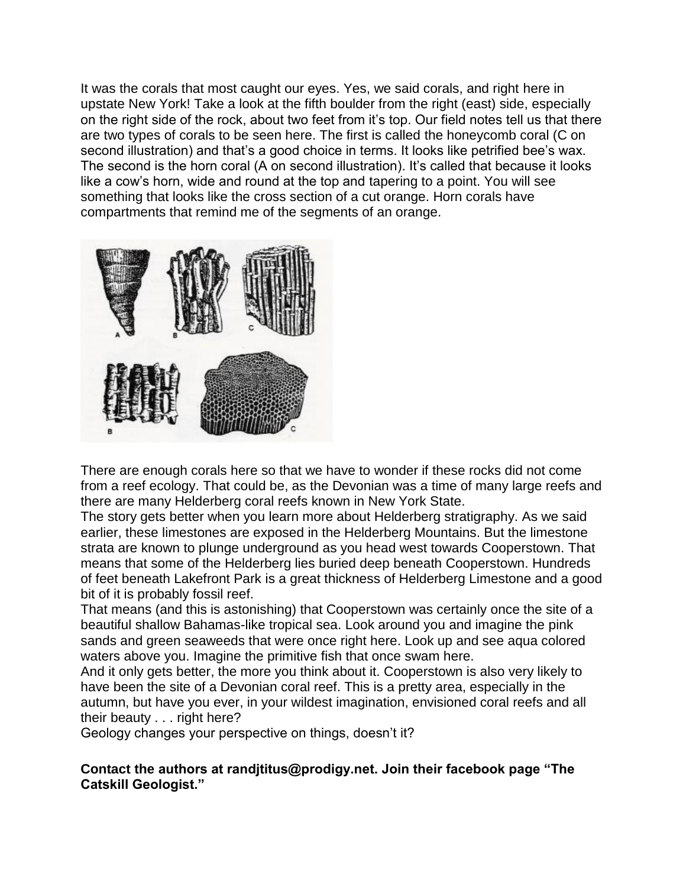It was the corals that most caught our eyes. Yes, we said corals, and right here in upstate New York! Take a look at the fifth boulder from the right (east) side, especially on the right side of the rock, about two feet from it's top. Our field notes tell us that there are two types of corals to be seen here. The first is called the honeycomb coral (C on second illustration) and that's a good choice in terms. It looks like petrified bee's wax. The second is the horn coral (A on second illustration). It's called that because it looks like a cow's horn, wide and round at the top and tapering to a point. You will see something that looks like the cross section of a cut orange. Horn corals have compartments that remind me of the segments of an orange.

There are enough corals here so that we have to wonder if these rocks did not come from a reef ecology. That could be, as the Devonian was a time of many large reefs and there are many Helderberg coral reefs known in New York State.

The story gets better when you learn more about Helderberg stratigraphy. As we said earlier, these limestones are exposed in the Helderberg Mountains. But the limestone strata are known to plunge underground as you head west towards Cooperstown. That means that some of the Helderberg lies buried deep beneath Cooperstown. Hundreds of feet beneath Lakefront Park is a great thickness of Helderberg Limestone and a good bit of it is probably fossil reef.

That means (and this is astonishing) that Cooperstown was certainly once the site of a beautiful shallow Bahamas-like tropical sea. Look around you and imagine the pink sands and green seaweeds that were once right here. Look up and see aqua colored waters above you. Imagine the primitive fish that once swam here.

And it only gets better, the more you think about it. Cooperstown is also very likely to have been the site of a Devonian coral reef. This is a pretty area, especially in the autumn, but have you ever, in your wildest imagination, envisioned coral reefs and all their beauty . . . right here?

Geology changes your perspective on things, doesn't it?

**Contact the authors at randjtitus@prodigy.net. Join their facebook page "The Catskill Geologist."**